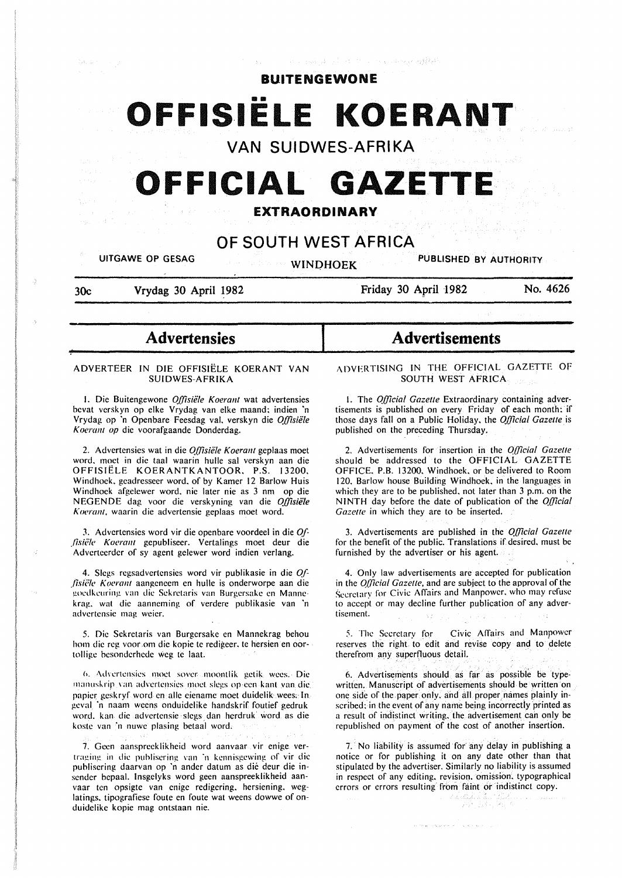# BUITENGEWONE

# OFFISIËLE KOERANT

## VAN SUIDWES-AFRIKA

# OFFICIAL GAZETTE

## EXTRAORDINARY

## OF SOUTH WEST AFRICA

UITGAWE OP GESAG — WINDHOEK — PUBLISHED BY AUTHORITY

30c — Vrydag 30 April 1982 — Friday 30 April 1982 — No. 4626

## Advertensies

### ADVERTEER IN DIE OFFISIËLE KOERANT VAN SUIDWES-AFRIKA

1. Die Buitengewone *Offisiële Koerant* wat advertensies bevat verskyn op elke Vrydag van elke maand; indien 'n Vrydag op 'n Openbare Feesdag val, verskyn die *Offisiële Koerant op* die voorafgaande Donderdag.

2. Advertensies wat in die *Offisiële Koerant* geplaas moet word, moet in die taal waarin hulle sal verskyn aan die OFFISIËLE KOERANTKANTOOR, P.S. 13200, Windhoek, geadresseer word, of by Kamer 12 Barlow Huis Windhoek afgelewer word, nie later nie as 3 nm op die NEGENDE dag voor die verskyning van die *Offisiële Koerant*, waarin die advertensie geplaas moet word.

3. Advertensies word vir die openbare voordeel in die *Offisiële Koerant* gepubliseer. Vertalings moet deur die Adverteerder of sy agent gelewer word indien verlang.

4. Slegs regsadvertensies word vir publikasie in die *Offisiële Koerant* aangeneem en hulle is onderworpe aan die goedkeuring van die Sekretaris van Burgersake en Mannekrag, wat die aanneming of verdere publikasie van 'n advertensie mag weier.

5. Die Sekretaris van Burgersake en Mannekrag behou hom die reg voor om die kopie te redigeer, te hersien en oortollige besonderhede weg te laat.

6. Advertensies moet sover moontlik getik wees. Die manuskrip van advertensies moet slegs op een kant van die papier geskryf word en alle eiename moet duidelik wees. In geval 'n naam weens onduidelike handskrif foutief gedruk word, kan die advertensie slegs dan herdruk word as die koste van 'n nuwe plasing betaal word.

7. Geen aanspreeklikheid word aanvaar vir enige vertraging in die publisering van 'n kennisgewing of vir die publisering daarvan op 'n ander datum as dié deur die insender bepaal. Insgelyks word geen aanspreeklikheid aanvaar ten opsigte van enige redigering, hersiening, weglatings, tipografiese foute en foute wat weens dowwe of onduidelike kopie mag ontstaan nie.

## Advertisements

### ADVERTISING IN THE OFFICIAL GAZETTE OF SOUTH WEST AFRICA

1. The *Official Gazette* Extraordinary containing advertisements is published on every Friday of each month; if those days fall on a Public Holiday, the *Official Gazette* is published on the preceding Thursday.

2. Advertisements for insertion in the *Official Gazette* should be addressed to the OFFICIAL GAZETTE OFFICE, P.B. 13200, Windhoek, or be delivered to Room 120, Barlow house Building Windhoek, in the languages in which they are to be published, not later than 3 p.m. on the NINTH day before the date of publication of the *Official Gazette* in which they are to be inserted.

3. Advertisements are published in the *Official Gazette* for the benefit of the public. Translations if desired, must be furnished by the advertiser or his agent.

4. Only law advertisements are accepted for publication in the *Official Gazette*, and are subject to the approval of the Secretary for Civic Affairs and Manpower, who may refuse to accept or may decline further publication of any advertisement.

5. The Secretary for Civic Affairs and Manpower reserves the right to edit and revise copy and to delete therefrom any superfluous detail.

6. Advertisements should as far as possible be typewritten. Manuscript of advertisements should be written on one side of the paper only, and all proper names plainly inscribed; in the event of any name being incorrectly printed as a result of indistinct writing, the advertisement can only be republished on payment of the cost of another insertion.

7. No liability is assumed for any delay in publishing a notice or for publishing it on any date other than that stipulated by the advertiser. Similarly no liability is assumed in respect of any editing, revision, omission, typographical errors or errors resulting from faint or indistinct copy.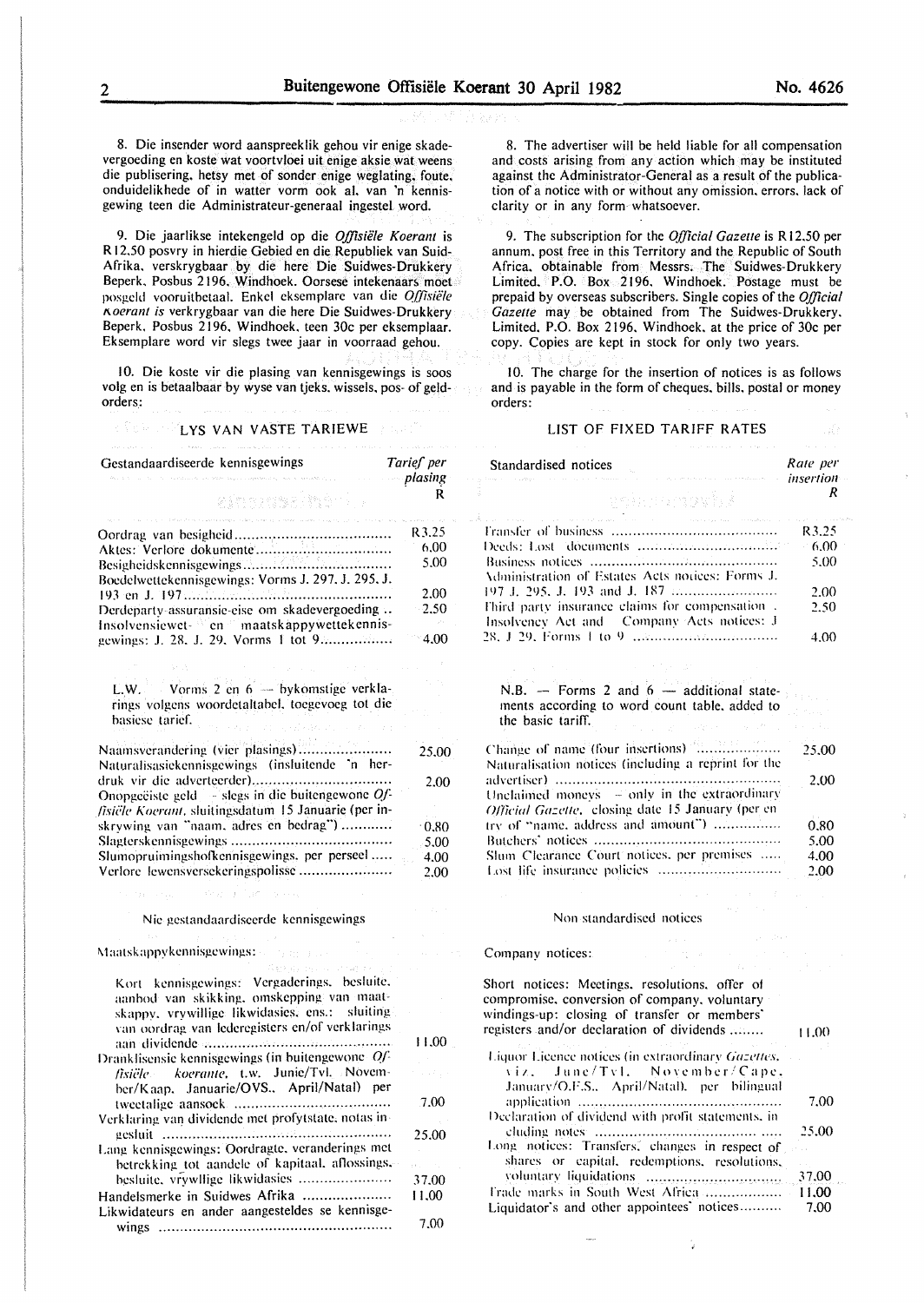8. Die insender word aanspreeklik gehou vir enige skadevergoeding en koste wat voortvloei uit enige aksie wat weens die publisering, hetsy met of sonder enige weglating, foute, onduidelikhede of in watter vorm ook al, van 'n kennisgewing teen die Administrateur-generaal ingestel word.

9. Die jaarlikse intekengeld op die *Offisiële Koerant* is R12,50 posvry in hierdie Gebied en die Republiek van Suid-Afrika, verskrygbaar by die here Die Suidwes-Drukkery Beperk, Posbus 2196, Windhoek. Oorsese intekenaars moet posgeld vooruitbetaal. Enkel eksemplare van die *Offisiële Koerant is* verkrygbaar van die here Die Suidwes-Drukkery Beperk, Posbus 2196, Windhoek, teen 30c per eksemplaar. Eksemplare word vir slegs twee jaar in voorraad gehou.

10. Die koste vir die plasing van kennisgewings is soos volg en is betaalbaar by wyse van tjeks, wissels, pos- of geldorders:

## LYS VAN VASTE TARIEWE

| Gestandaardiseerde kennisgewings | Tarief per plasing R |
|---|---|
| Oordrag van besigheid | R3,25 |
| Aktes: Verlore dokumente | 6,00 |
| Besigheidskennisgewings | 5,00 |
| Boedelwettekennisgewings: Vorms J. 297, J. 295, J. 193 en J. 197 | 2,00 |
| Derdeparty-assuransie-eise om skadevergoeding | 2,50 |
| Insolvensiewet- en maatskappywettekennisgewings: J. 28, J. 29, Vorms 1 tot 9 | 4,00 |

L.W. Vorms 2 en 6 — bykomstige verklarings volgens woordetaltabel, toegevoeg tot die basiese tarief.

| | |
|---|---|
| Naamsverandering (vier plasings) | 25,00 |
| Naturalisasiekennisgewings (insluitende 'n herdruk vir die adverteerder) | 2,00 |
| Onopgeëiste geld — slegs in die buitengewone *Offisiële Koerant*, sluitingsdatum 15 Januarie (per inskrywing van "naam, adres en bedrag") | 0,80 |
| Slagterskennisgewings | 5,00 |
| Slumopruimingshofkennisgewings, per perseel | 4,00 |
| Verlore lewensversekeringspolisse | 2,00 |

### Nie gestandaardiseerde kennisgewings

Maatskappykennisgewings:

| | |
|---|---|
| Kort kennisgewings: Vergaderings, besluite, aanbod van skikking, omskepping van maatskappy, vrywillige likwidasies, ens.: sluiting van oordrag van lederegisters en/of verklarings aan dividende | 11,00 |
| Dranklisensie kennisgewings (in buitengewone *Offisiële koerante*, t.w. Junie/Tvl. November/Kaap. Januarie/OVS., April/Natal) per tweetalige aansoek | 7,00 |
| Verklaring van dividende met profytstate, notas ingesluit | 25,00 |
| Lang kennisgewings: Oordragte, veranderings met betrekking tot aandele of kapitaal, aflossings, besluite, vrywillige likwidasies | 37,00 |
| Handelsmerke in Suidwes Afrika | 11,00 |
| Likwidateurs en ander aangesteldes se kennisgewings | 7,00 |

8. The advertiser will be held liable for all compensation and costs arising from any action which may be instituted against the Administrator-General as a result of the publication of a notice with or without any omission, errors, lack of clarity or in any form whatsoever.

9. The subscription for the *Official Gazette* is R12,50 per annum, post free in this Territory and the Republic of South Africa, obtainable from Messrs. The Suidwes-Drukkery Limited, P.O. Box 2196, Windhoek. Postage must be prepaid by overseas subscribers. Single copies of the *Official Gazette* may be obtained from The Suidwes-Drukkery, Limited, P.O. Box 2196, Windhoek, at the price of 30c per copy. Copies are kept in stock for only two years.

10. The charge for the insertion of notices is as follows and is payable in the form of cheques, bills, postal or money orders:

## LIST OF FIXED TARIFF RATES

| Standardised notices | Rate per insertion R |
|---|---|
| Transfer of business | R3,25 |
| Deeds: Lost documents | 6,00 |
| Business notices | 5,00 |
| Administration of Estates Acts notices: Forms J. 197 J. 295, J. 193 and J. 187 | 2,00 |
| Third party insurance claims for compensation | 2,50 |
| Insolvency Act and Company Acts notices: J 28, J 29, Forms 1 to 9 | 4,00 |

N.B. — Forms 2 and 6 — additional statements according to word count table, added to the basic tariff.

| | |
|---|---|
| Change of name (four insertions) | 25,00 |
| Naturalisation notices (including a reprint for the advertiser) | 2,00 |
| Unclaimed moneys — only in the extraordinary *Official Gazette*, closing date 15 January (per entry of "name, address and amount") | 0,80 |
| Butchers' notices | 5,00 |
| Slum Clearance Court notices, per premises | 4,00 |
| Lost life insurance policies | 2,00 |

### Non standardised notices

Company notices:

| | |
|---|---|
| Short notices: Meetings, resolutions, offer of compromise, conversion of company, voluntary windings-up: closing of transfer or members' registers and/or declaration of dividends | 11,00 |
| Liquor Licence notices (in extraordinary *Gazettes*, viz. June/Tvl. November/Cape, January/O.F.S., April/Natal), per bilingual application | 7,00 |
| Declaration of dividend with profit statements, including notes | 25,00 |
| Long notices: Transfers, changes in respect of shares or capital, redemptions, resolutions, voluntary liquidations | 37,00 |
| Trade marks in South West Africa | 11,00 |
| Liquidator's and other appointees' notices | 7,00 |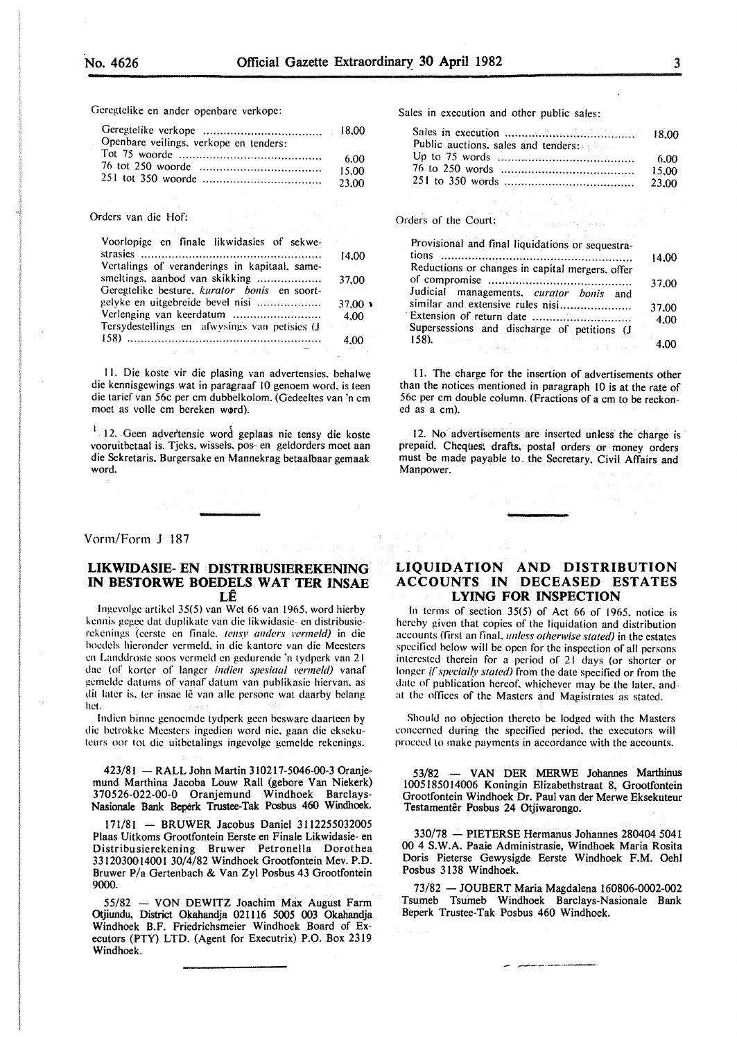Geregtelike en ander openbare verkope:

| | |
|---|---|
| Geregtelike verkope | 18,00 |
| Openbare veilings, verkope en tenders: | |
| Tot 75 woorde | 6,00 |
| 76 tot 250 woorde | 15,00 |
| 251 tot 350 woorde | 23,00 |

Orders van die Hof:

| | |
|---|---|
| Voorlopige en finale likwidasies of sekwestrasies | 14,00 |
| Vertalings of veranderings in kapitaal, samesmeltings, aanbod van skikking | 37,00 |
| Geregtelike besture, *kurator bonis* en soortgelyke en uitgebreide bevel nisi | 37,00 |
| Verlenging van keerdatum | 4,00 |
| Tersydestellings en afwysings van petisies (J 158) | 4,00 |

11. Die koste vir die plasing van advertensies, behalwe die kennisgewings wat in paragraaf 10 genoem word, is teen die tarief van 56c per cm dubbelkolom. (Gedeeltes van 'n cm moet as volle cm bereken word).

12. Geen advertensie word geplaas nie tensy die koste vooruitbetaal is. Tjeks, wissels, pos- en geldorders moet aan die Sekretaris, Burgersake en Mannekrag betaalbaar gemaak word.

Sales in execution and other public sales:

| | |
|---|---|
| Sales in execution | 18,00 |
| Public auctions, sales and tenders: | |
| Up to 75 words | 6,00 |
| 76 to 250 words | 15,00 |
| 251 to 350 words | 23,00 |

Orders of the Court:

| | |
|---|---|
| Provisional and final liquidations or sequestrations | 14,00 |
| Reductions or changes in capital mergers, offer of compromise | 37,00 |
| Judicial managements, *curator bonis* and similar and extensive rules nisi | 37,00 |
| Extension of return date | 4,00 |
| Supersessions and discharge of petitions (J 158). | 4,00 |

11. The charge for the insertion of advertisements other than the notices mentioned in paragraph 10 is at the rate of 56c per cm double column. (Fractions of a cm to be reckoned as a cm).

12. No advertisements are inserted unless the charge is prepaid. Cheques, drafts, postal orders or money orders must be made payable to the Secretary, Civil Affairs and Manpower.

Vorm/Form J 187

## LIKWIDASIE- EN DISTRIBUSIEREKENING IN BESTORWE BOEDELS WAT TER INSAE LÊ

Ingevolge artikel 35(5) van Wet 66 van 1965, word hierby kennis gegee dat duplikate van die likwidasie- en distribusierekenings (eerste en finale, *tensy anders vermeld*) in die boedels hieronder vermeld, in die kantore van die Meesters en Landdroste soos vermeld en gedurende 'n tydperk van 21 dae (of korter of langer *indien spesiaal vermeld*) vanaf gemelde datums of vanaf datum van publikasie hiervan, as dit later is, ter insae lê van alle persone wat daarby belang het.

Indien binne genoemde tydperk geen besware daarteen by die betrokke Meesters ingedien word nie, gaan die eksekuteurs oor tot die uitbetalings ingevolge gemelde rekenings.

**423/81 — RALL John Martin 310217-5046-00-3 Oranjemund Marthina Jacoba Louw Rall (gebore Van Niekerk) 370526-022-00-0 Oranjemund Windhoek Barclays-Nasionale Bank Beperk Trustee-Tak Posbus 460 Windhoek.**

**171/81 — BRUWER Jacobus Daniel 3112255032005 Plaas Uitkoms Grootfontein Eerste en Finale Likwidasie- en Distribusierekening Bruwer Petronella Dorothea 3312030014001 30/4/82 Windhoek Grootfontein Mev. P.D. Bruwer P/a Gertenbach & Van Zyl Posbus 43 Grootfontein 9000.**

**55/82 — VON DEWITZ Joachim Max August Farm Otjiundu, District Okahandja 021116 5005 003 Okahandja Windhoek B.F. Friedrichsmeier Windhoek Board of Executors (PTY) LTD. (Agent for Executrix) P.O. Box 2319 Windhoek.**

## LIQUIDATION AND DISTRIBUTION ACCOUNTS IN DECEASED ESTATES LYING FOR INSPECTION

In terms of section 35(5) of Act 66 of 1965, notice is hereby given that copies of the liquidation and distribution accounts (first an final, *unless otherwise stated*) in the estates specified below will be open for the inspection of all persons interested therein for a period of 21 days (or shorter or longer *if specially stated*) from the date specified or from the date of publication hereof, whichever may be the later, and at the offices of the Masters and Magistrates as stated.

Should no objection thereto be lodged with the Masters concerned during the specified period, the executors will proceed to make payments in accordance with the accounts.

**53/82 — VAN DER MERWE Johannes Marthinus 1005185014006 Koningin Elizabethstraat 8, Grootfontein Grootfontein Windhoek Dr. Paul van der Merwe Eksekuteur Testamentêr Posbus 24 Otjiwarongo.**

**330/78 — PIETERSE Hermanus Johannes 280404 5041 00 4 S.W.A. Paaie Administrasie, Windhoek Maria Rosita Doris Pieterse Gewysigde Eerste Windhoek F.M. Oehl Posbus 3138 Windhoek.**

**73/82 — JOUBERT Maria Magdalena 160806-0002-002 Tsumeb Tsumeb Windhoek Barclays-Nasionale Bank Beperk Trustee-Tak Posbus 460 Windhoek.**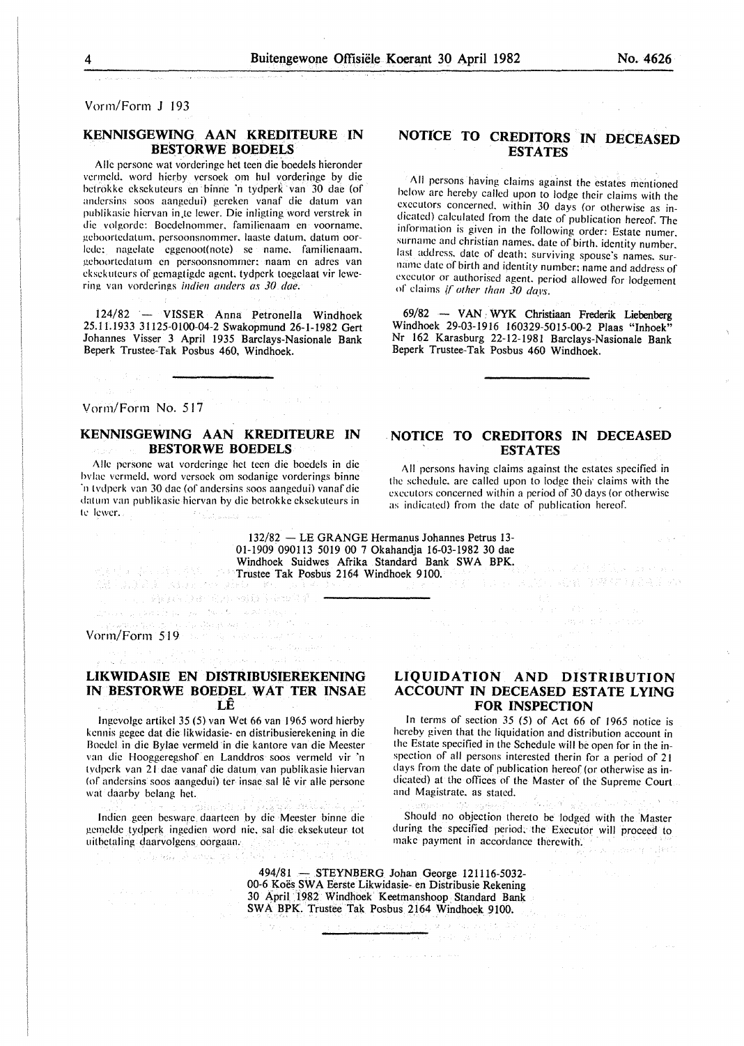Vorm/Form J 193

## KENNISGEWING AAN KREDITEURE IN BESTORWE BOEDELS

Alle persone wat vorderinge het teen die boedels hieronder vermeld, word hierby versoek om hul vorderinge by die betrokke eksekuteurs en binne 'n tydperk van 30 dae (of andersins soos aangedui) gereken vanaf die datum van publikasie hiervan in te lewer. Die inligting word verstrek in die volgorde: Boedelnommer, familienaam en voorname, geboortedatum, persoonsnommer, laaste datum, datum oorlede; nagelate eggenoot(note) se name, familienaam, geboortedatum en persoonsnommer; naam en adres van eksekuteurs of gemagtigde agent, tydperk toegelaat vir lewering van vorderings *indien anders as 30 dae.*

124/82 — VISSER Anna Petronella Windhoek 25.11.1933 31125-0100-04-2 Swakopmund 26-1-1982 Gert Johannes Visser 3 April 1935 Barclays-Nasionale Bank Beperk Trustee-Tak Posbus 460, Windhoek.

## NOTICE TO CREDITORS IN DECEASED ESTATES

All persons having claims against the estates mentioned below are hereby called upon to lodge their claims with the executors concerned, within 30 days (or otherwise as indicated) calculated from the date of publication hereof. The information is given in the following order: Estate numer, surname and christian names, date of birth, identity number, last address, date of death; surviving spouse's names, surname date of birth and identity number; name and address of executor or authorised agent, period allowed for lodgement of claims *if other than 30 days.*

69/82 — VAN WYK Christiaan Frederik Liebenberg Windhoek 29-03-1916 160329-5015-00-2 Plaas "Inhoek" Nr 162 Karasburg 22-12-1981 Barclays-Nasionale Bank Beperk Trustee-Tak Posbus 460 Windhoek.

Vorm/Form No. 517

## KENNISGEWING AAN KREDITEURE IN BESTORWE BOEDELS

Alle persone wat vorderinge het teen die boedels in die bylae vermeld, word versoek om sodanige vorderings binne 'n tydperk van 30 dae (of andersins soos aangedui) vanaf die datum van publikasie hiervan by die betrokke eksekuteurs in te lewer.

## NOTICE TO CREDITORS IN DECEASED ESTATES

All persons having claims against the estates specified in the schedule, are called upon to lodge their claims with the executors concerned within a period of 30 days (or otherwise as indicated) from the date of publication hereof.

132/82 — LE GRANGE Hermanus Johannes Petrus 13-01-1909 090113 5019 00 7 Okahandja 16-03-1982 30 dae Windhoek Suidwes Afrika Standard Bank SWA BPK. Trustee Tak Posbus 2164 Windhoek 9100.

Vorm/Form 519

## LIKWIDASIE EN DISTRIBUSIEREKENING IN BESTORWE BOEDEL WAT TER INSAE LÊ

Ingevolge artikel 35 (5) van Wet 66 van 1965 word hierby kennis gegee dat die likwidasie- en distribusierekening in die Boedel in die Bylae vermeld in die kantore van die Meester van die Hooggeregshof en Landdros soos vermeld vir 'n tydperk van 21 dae vanaf die datum van publikasie hiervan (of andersins soos aangedui) ter insae sal lê vir alle persone wat daarby belang het.

Indien geen besware daarteen by die Meester binne die gemelde tydperk ingedien word nie, sal die eksekuteur tot uitbetaling daarvolgens oorgaan.

## LIQUIDATION AND DISTRIBUTION ACCOUNT IN DECEASED ESTATE LYING FOR INSPECTION

In terms of section 35 (5) of Act 66 of 1965 notice is hereby given that the liquidation and distribution account in the Estate specified in the Schedule will be open for in the inspection of all persons interested therin for a period of 21 days from the date of publication hereof (or otherwise as indicated) at the offices of the Master of the Supreme Court and Magistrate, as stated.

Should no objection thereto be lodged with the Master during the specified period, the Executor will proceed to make payment in accordance therewith.

494/81 — STEYNBERG Johan George 121116-5032-00-6 Koës SWA Eerste Likwidasie- en Distribusie Rekening 30 April 1982 Windhoek Keetmanshoop Standard Bank SWA BPK. Trustee Tak Posbus 2164 Windhoek 9100.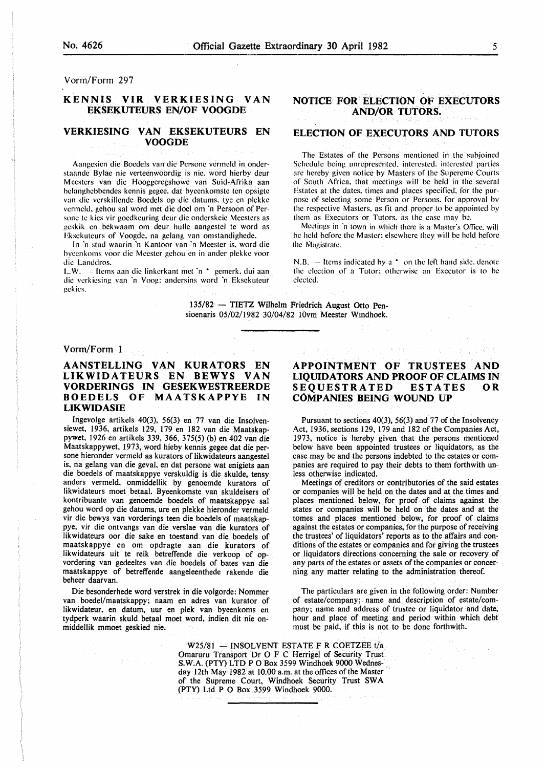Vorm/Form 297

## KENNIS VIR VERKIESING VAN EKSEKUTEURS EN/OF VOOGDE

## VERKIESING VAN EKSEKUTEURS EN VOOGDE

Aangesien die Boedels van die Persone vermeld in onderstaande Bylae nie verteenwoordig is nie, word hierby deur Meesters van die Hooggeregshowe van Suid-Afrika aan belanghebbendes kennis gegee, dat byeenkomste ten opsigte van die verskillende Boedels op die datums, tye en plekke vermeld, gehou sal word met die doel om 'n Persoon of Persone te kies vir goedkeuring deur die onderskeie Meesters as geskik en bekwaam om deur hulle aangestel te word as Eksekuteurs of Voogde, na gelang van omstandighede.

In 'n stad waarin 'n Kantoor van 'n Meester is, word die byeenkoms voor die Meester gehou en in ander plekke voor die Landdros.

L.W. — Items aan die linkerkant met 'n * gemerk, dui aan die verkiesing van 'n Voog; andersins word 'n Eksekuteur gekies.

## NOTICE FOR ELECTION OF EXECUTORS AND/OR TUTORS.

## ELECTION OF EXECUTORS AND TUTORS

The Estates of the Persons mentioned in the subjoined Schedule being unrepresented, interested, interested parties are hereby given notice by Masters of the Supereme Courts of South Africa, that meetings will be held in the several Estates at the dates, times and places specified, for the purpose of selecting some Person or Persons, for approval by the respective Masters, as fit and proper to be appointed by them as Executors or Tutors, as the case may be.

Meetings in 'n town in which there is a Master's Office, will be held before the Master; elsewhere they will be held before the Magistrate.

N.B. — Items indicated by a * on the left hand side, denote the election of a Tutor; otherwise an Executor is to be elected.

135/82 — TIETZ Wilhelm Friedrich August Otto Pensioenaris 05/02/1982 30/04/82 10vm Meester Windhoek.

---

Vorm/Form 1

## AANSTELLING VAN KURATORS EN LIKWIDATEURS EN BEWYS VAN VORDERINGS IN GESEKWESTREERDE BOEDELS OF MAATSKAPPYE IN LIKWIDASIE

Ingevolge artikels 40(3), 56(3) en 77 van die Insolvensiewet, 1936, artikels 129, 179 en 182 van die Maatskappywet, 1926 en artikels 339, 366, 375(5) (b) en 402 van die Maatskappywet, 1973, word hieby kennis gegee dat die persone hieronder vermeld as kurators of likwidateurs aangestel is, na gelang van die geval, en dat persone wat enigiets aan die boedels of maatskappye verskuldig is die skulde, tensy anders vermeld, onmiddellik by genoemde kurators of likwidateurs moet betaal. Byeenkomste van skuldeisers of kontribuante van genoemde boedels of maatskappye sal gehou word op die datums, ure en plekke hieronder vermeld vir die bewys van vorderings teen die boedels of maatskappye, vir die ontvangs van die verslae van die kurators of likwidateurs oor die sake en toestand van die boedels of maatskappye en om opdragte aan die kurators of likwidateurs uit te reik betreffende die verkoop of opvordering van gedeeltes van die boedels of bates van die maatskappye of betreffende aangeleenthede rakende die beheer daarvan.

Die besonderhede word verstrek in die volgorde: Nommer van boedel/maatskappy; naam en adres van kurator of likwidateur, en datum, uur en plek van byeenkoms en tydperk waarin skuld betaal moet word, indien dit nie onmiddellik mmoet geskied nie.

## APPOINTMENT OF TRUSTEES AND LIQUIDATORS AND PROOF OF CLAIMS IN SEQUESTRATED ESTATES OR COMPANIES BEING WOUND UP

Pursuant to sections 40(3), 56(3) and 77 of the Insolvency Act, 1936, sections 129, 179 and 182 of the Companies Act, 1973, notice is hereby given that the persons mentioned below have been appointed trustees or liquidators, as the case may be and the persons indebted to the estates or companies are required to pay their debts to them forthwith unless otherwise indicated.

Meetings of creditors or contributories of the said estates or companies will be held on the dates and at the times and places mentioned below, for proof of claims against the states or companies will be held on the dates and at the tomes and places mentioned below, for proof of claims against the estates or companies, for the purpose of receiving the trustees' of liquidators' reports as to the affairs and conditions of the estates or companies and for giving the trustees or liquidators directions concerning the sale or recovery of any parts of the estates or assets of the companies or concerning any matter relating to the administration thereof.

The particulars are given in the following order: Number of estate/company; name and description of estate/company; name and address of trustee or liquidator and date, hour and place of meeting and period within which debt must be paid, if this is not to be done forthwith.

W25/81 — INSOLVENT ESTATE F R COETZEE t/a Omaruru Transport Dr O F C Herrigel of Security Trust S.W.A. (PTY) LTD P O Box 3599 Windhoek 9000 Wednesday 12th May 1982 at 10.00 a.m. at the offices of the Master of the Supreme Court, Windhoek Security Trust SWA (PTY) Ltd P O Box 3599 Windhoek 9000.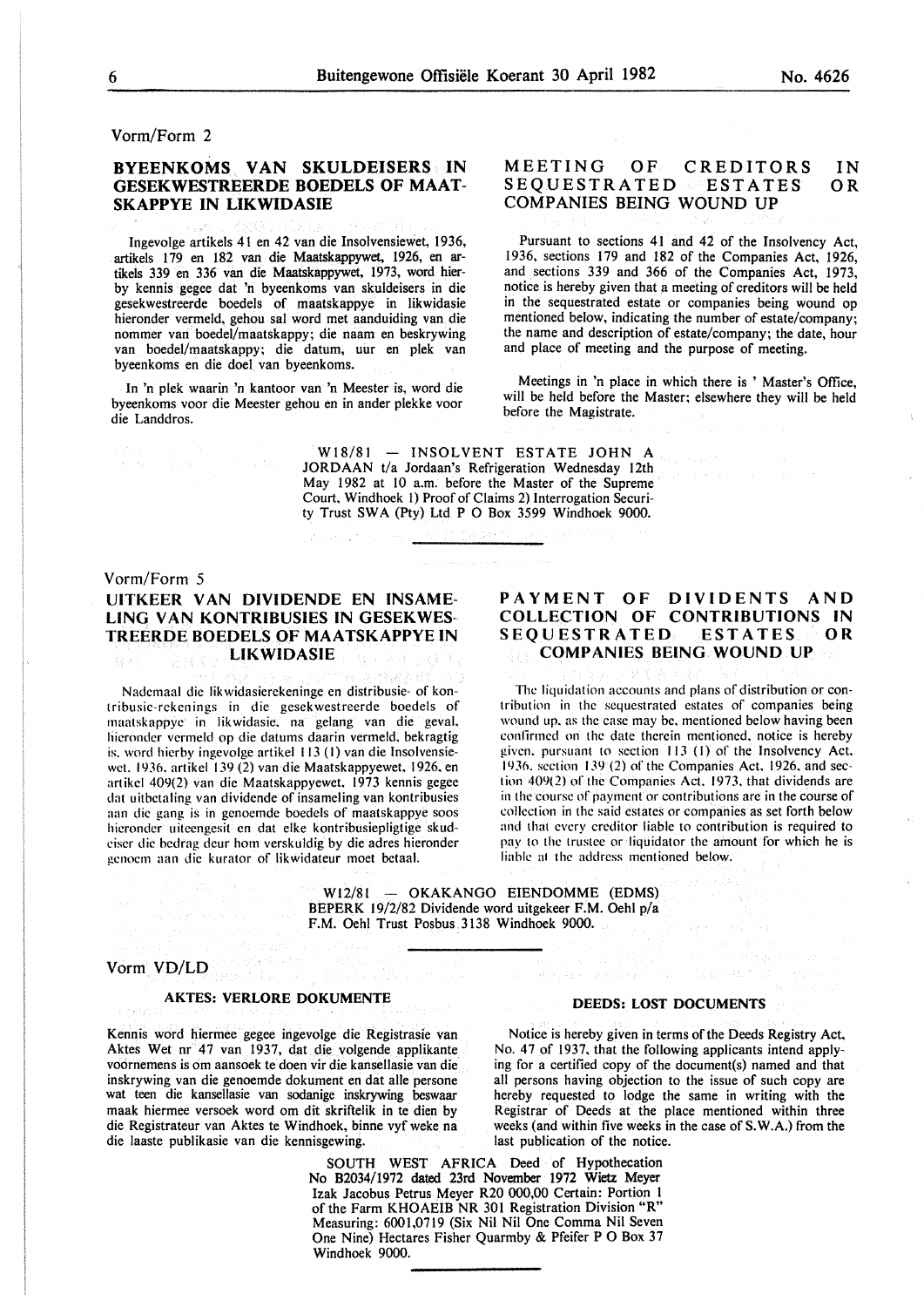Vorm/Form 2

## BYEENKOMS VAN SKULDEISERS IN GESEKWESTREERDE BOEDELS OF MAATSKAPPYE IN LIKWIDASIE

Ingevolge artikels 41 en 42 van die Insolvensiewet, 1936, artikels 179 en 182 van die Maatskappywet, 1926, en artikels 339 en 336 van die Maatskappywet, 1973, word hierby kennis gegee dat 'n byeenkoms van skuldeisers in die gesekwestreerde boedels of maatskappye in likwidasie hieronder vermeld, gehou sal word met aanduiding van die nommer van boedel/maatskappy; die naam en beskrywing van boedel/maatskappy; die datum, uur en plek van byeenkoms en die doel van byeenkoms.

In 'n plek waarin 'n kantoor van 'n Meester is, word die byeenkoms voor die Meester gehou en in ander plekke voor die Landdros.

## MEETING OF CREDITORS IN SEQUESTRATED ESTATES OR COMPANIES BEING WOUND UP

Pursuant to sections 41 and 42 of the Insolvency Act, 1936, sections 179 and 182 of the Companies Act, 1926, and sections 339 and 366 of the Companies Act, 1973, notice is hereby given that a meeting of creditors will be held in the sequestrated estate or companies being wound op mentioned below, indicating the number of estate/company; the name and description of estate/company; the date, hour and place of meeting and the purpose of meeting.

Meetings in 'n place in which there is ' Master's Office, will be held before the Master; elsewhere they will be held before the Magistrate.

W18/81 — INSOLVENT ESTATE JOHN A JORDAAN t/a Jordaan's Refrigeration Wednesday 12th May 1982 at 10 a.m. before the Master of the Supreme Court, Windhoek 1) Proof of Claims 2) Interrogation Security Trust SWA (Pty) Ltd P O Box 3599 Windhoek 9000.

---

Vorm/Form 5

## UITKEER VAN DIVIDENDE EN INSAMELING VAN KONTRIBUSIES IN GESEKWESTREERDE BOEDELS OF MAATSKAPPYE IN LIKWIDASIE

Nademaal die likwidasierekeninge en distribusie- of kontribusie-rekenings in die gesekwestreerde boedels of maatskappye in likwidasie, na gelang van die geval, hieronder vermeld op die datums daarin vermeld, bekragtig is, word hierby ingevolge artikel 113 (1) van die Insolvensiewet, 1936, artikel 139 (2) van die Maatskappyewet, 1926, en artikel 409(2) van die Maatskappyewet, 1973 kennis gegee dat uitbetaling van dividende of insameling van kontribusies aan die gang is in genoemde boedels of maatskappye soos hieronder uiteengesit en dat elke kontribusiepligtige skuldeiser die bedrag deur hom verskuldig by die adres hieronder genoem aan die kurator of likwidateur moet betaal.

## PAYMENT OF DIVIDENTS AND COLLECTION OF CONTRIBUTIONS IN SEQUESTRATED ESTATES OR COMPANIES BEING WOUND UP

The liquidation accounts and plans of distribution or contribution in the sequestrated estates of companies being wound up, as the case may be, mentioned below having been confirmed on the date therein mentioned, notice is hereby given, pursuant to section 113 (1) of the Insolvency Act, 1936, section 139 (2) of the Companies Act, 1926, and section 409(2) of the Companies Act, 1973, that dividends are in the course of payment or contributions are in the course of collection in the said estates or companies as set forth below and that every creditor liable to contribution is required to pay to the trustee or liquidator the amount for which he is liable at the address mentioned below.

W12/81 — OKAKANGO EIENDOMME (EDMS) BEPERK 19/2/82 Dividende word uitgekeer F.M. Oehl p/a F.M. Oehl Trust Posbus 3138 Windhoek 9000.

---

Vorm VD/LD

## AKTES: VERLORE DOKUMENTE

Kennis word hiermee gegee ingevolge die Registrasie van Aktes Wet nr 47 van 1937, dat die volgende applikante voornemens is om aansoek te doen vir die kansellasie van die inskrywing van die genoemde dokument en dat alle persone wat teen die kansellasie van sodanige inskrywing beswaar maak hiermee versoek word om dit skriftelik in te dien by die Registrateur van Aktes te Windhoek, binne vyf weke na die laaste publikasie van die kennisgewing.

## DEEDS: LOST DOCUMENTS

Notice is hereby given in terms of the Deeds Registry Act, No. 47 of 1937, that the following applicants intend applying for a certified copy of the document(s) named and that all persons having objection to the issue of such copy are hereby requested to lodge the same in writing with the Registrar of Deeds at the place mentioned within three weeks (and within five weeks in the case of S.W.A.) from the last publication of the notice.

SOUTH WEST AFRICA Deed of Hypothecation No B2034/1972 dated 23rd November 1972 Wietz Meyer Izak Jacobus Petrus Meyer R20 000,00 Certain: Portion 1 of the Farm KHOAEIB NR 301 Registration Division "R" Measuring: 6001,0719 (Six Nil Nil One Comma Nil Seven One Nine) Hectares Fisher Quarmby & Pfeifer P O Box 37 Windhoek 9000.

---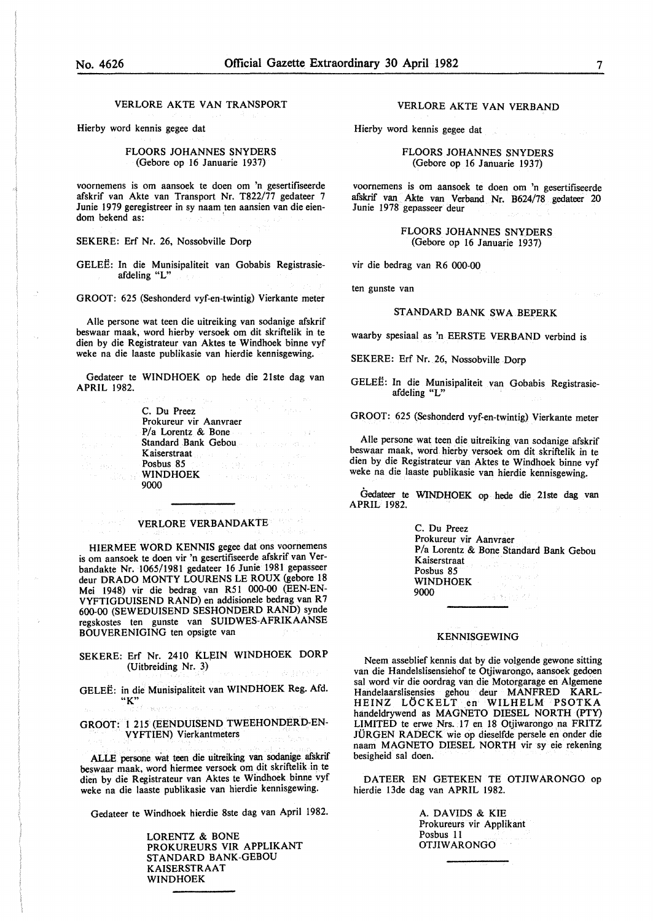## VERLORE AKTE VAN TRANSPORT

Hierby word kennis gegee dat

FLOORS JOHANNES SNYDERS
(Gebore op 16 Januarie 1937)

voornemens is om aansoek te doen om 'n gesertifiseerde afskrif van Akte van Transport Nr. T822/77 gedateer 7 Junie 1979 geregistreer in sy naam ten aansien van die eiendom bekend as:

SEKERE: Erf Nr. 26, Nossobville Dorp

GELEË: In die Munisipaliteit van Gobabis Registrasie-afdeling "L"

GROOT: 625 (Seshonderd vyf-en-twintig) Vierkante meter

Alle persone wat teen die uitreiking van sodanige afskrif beswaar maak, word hierby versoek om dit skriftelik in te dien by die Registrateur van Aktes te Windhoek binne vyf weke na die laaste publikasie van hierdie kennisgewing.

Gedateer te WINDHOEK op hede die 21ste dag van APRIL 1982.

C. Du Preez
Prokureur vir Aanvraer
P/a Lorentz & Bone
Standard Bank Gebou
Kaiserstraat
Posbus 85
WINDHOEK
9000

---

## VERLORE VERBANDAKTE

HIERMEE WORD KENNIS gegee dat ons voornemens is om aansoek te doen vir 'n gesertifiseerde afskrif van Verbandakte Nr. 1065/1981 gedateer 16 Junie 1981 gepasseer deur DRADO MONTY LOURENS LE ROUX (gebore 18 Mei 1948) vir die bedrag van R51 000-00 (EEN-EN-VYFTIGDUISEND RAND) en addisionele bedrag van R7 600-00 (SEWEDUISEND SESHONDERD RAND) synde regskostes ten gunste van SUIDWES-AFRIKAANSE BOUVERENIGING ten opsigte van

SEKERE: Erf Nr. 2410 KLEIN WINDHOEK DORP (Uitbreiding Nr. 3)

GELEË: in die Munisipaliteit van WINDHOEK Reg. Afd. "K"

GROOT: 1 215 (EENDUISEND TWEEHONDERD-EN-VYFTIEN) Vierkantmeters

ALLE persone wat teen die uitreiking van sodanige afskrif beswaar maak, word hiermee versoek om dit skriftelik in te dien by die Registrateur van Aktes te Windhoek binne vyf weke na die laaste publikasie van hierdie kennisgewing.

Gedateer te Windhoek hierdie 8ste dag van April 1982.

LORENTZ & BONE
PROKUREURS VIR APPLIKANT
STANDARD BANK-GEBOU
KAISERSTRAAT
WINDHOEK

---

## VERLORE AKTE VAN VERBAND

Hierby word kennis gegee dat

FLOORS JOHANNES SNYDERS
(Gebore op 16 Januarie 1937)

voornemens is om aansoek te doen om 'n gesertifiseerde afskrif van Akte van Verband Nr. B624/78 gedateer 20 Junie 1978 gepasseer deur

FLOORS JOHANNES SNYDERS
(Gebore op 16 Januarie 1937)

vir die bedrag van R6 000-00

ten gunste van

STANDARD BANK SWA BEPERK

waarby spesiaal as 'n EERSTE VERBAND verbind is

SEKERE: Erf Nr. 26, Nossobville Dorp

GELEË: In die Munisipaliteit van Gobabis Registrasie-afdeling "L"

GROOT: 625 (Seshonderd vyf-en-twintig) Vierkante meter

Alle persone wat teen die uitreiking van sodanige afskrif beswaar maak, word hierby versoek om dit skriftelik in te dien by die Registrateur van Aktes te Windhoek binne vyf weke na die laaste publikasie van hierdie kennisgewing.

Gedateer te WINDHOEK op hede die 21ste dag van APRIL 1982.

C. Du Preez
Prokureur vir Aanvraer
P/a Lorentz & Bone Standard Bank Gebou
Kaiserstraat
Posbus 85
WINDHOEK
9000

---

## KENNISGEWING

Neem asseblief kennis dat by die volgende gewone sitting van die Handelslisensiehof te Otjiwarongo, aansoek gedoen sal word vir die oordrag van die Motorgarage en Algemene Handelaarslisensies gehou deur MANFRED KARL-HEINZ LÖCKELT en WILHELM PSOTKA handeldrywend as MAGNETO DIESEL NORTH (PTY) LIMITED te erwe Nrs. 17 en 18 Otjiwarongo na FRITZ JÜRGEN RADECK wie op dieselfde persele en onder die naam MAGNETO DIESEL NORTH vir sy eie rekening besigheid sal doen.

DATEER EN GETEKEN TE OTJIWARONGO op hierdie 13de dag van APRIL 1982.

A. DAVIDS & KIE
Prokureurs vir Applikant
Posbus 11
OTJIWARONGO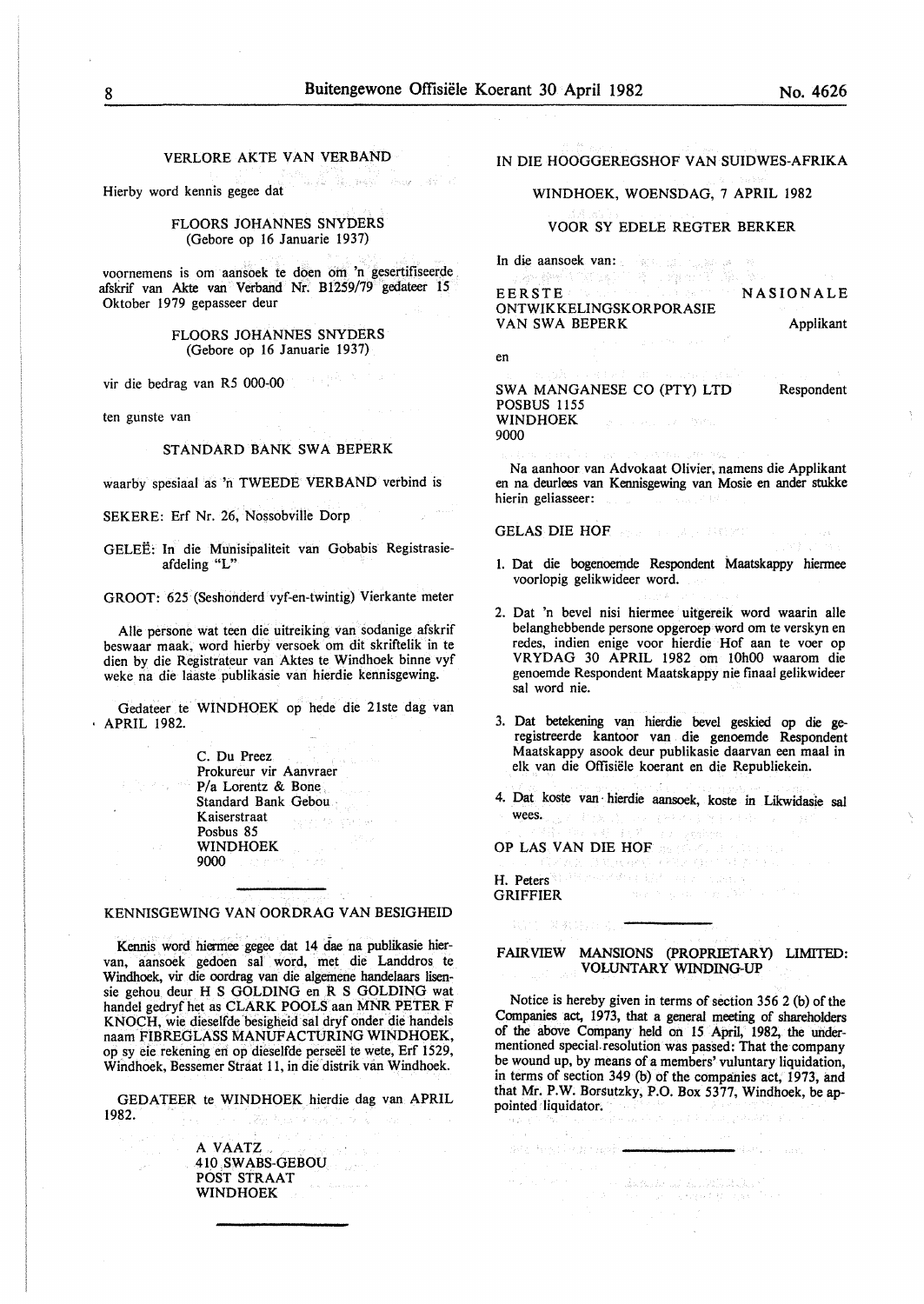## VERLORE AKTE VAN VERBAND

Hierby word kennis gegee dat

FLOORS JOHANNES SNYDERS
(Gebore op 16 Januarie 1937)

voornemens is om aansoek te doen om 'n gesertifiseerde afskrif van Akte van Verband Nr. B1259/79 gedateer 15 Oktober 1979 gepasseer deur

FLOORS JOHANNES SNYDERS
(Gebore op 16 Januarie 1937)

vir die bedrag van R5 000-00

ten gunste van

STANDARD BANK SWA BEPERK

waarby spesiaal as 'n TWEEDE VERBAND verbind is

SEKERE: Erf Nr. 26, Nossobville Dorp

GELEË: In die Munisipaliteit van Gobabis Registrasie-afdeling "L"

GROOT: 625 (Seshonderd vyf-en-twintig) Vierkante meter

Alle persone wat teen die uitreiking van sodanige afskrif beswaar maak, word hierby versoek om dit skriftelik in te dien by die Registrateur van Aktes te Windhoek binne vyf weke na die laaste publikasie van hierdie kennisgewing.

Gedateer te WINDHOEK op hede die 21ste dag van APRIL 1982.

C. Du Preez
Prokureur vir Aanvraer
P/a Lorentz & Bone
Standard Bank Gebou
Kaiserstraat
Posbus 85
WINDHOEK
9000

---

## KENNISGEWING VAN OORDRAG VAN BESIGHEID

Kennis word hiermee gegee dat 14 dae na publikasie hiervan, aansoek gedoen sal word, met die Landdros te Windhoek, vir die oordrag van die algemene handelaars lisensie gehou deur H S GOLDING en R S GOLDING wat handel gedryf het as CLARK POOLS aan MNR PETER F KNOCH, wie dieselfde besigheid sal dryf onder die handels naam FIBREGLASS MANUFACTURING WINDHOEK, op sy eie rekening en op dieselfde perseël te wete, Erf 1529, Windhoek, Bessemer Straat 11, in die distrik van Windhoek.

GEDATEER te WINDHOEK hierdie dag van APRIL 1982.

A VAATZ
410 SWABS-GEBOU
POST STRAAT
WINDHOEK

---

## IN DIE HOOGGEREGSHOF VAN SUIDWES-AFRIKA

WINDHOEK, WOENSDAG, 7 APRIL 1982

VOOR SY EDELE REGTER BERKER

In die aansoek van:

EERSTE NASIONALE ONTWIKKELINGSKORPORASIE VAN SWA BEPERK — Applikant

en

SWA MANGANESE CO (PTY) LTD — Respondent
POSBUS 1155
WINDHOEK
9000

Na aanhoor van Advokaat Olivier, namens die Applikant en na deurlees van Kennisgewing van Mosie en ander stukke hierin geliasseer:

GELAS DIE HOF

1. Dat die bogenoemde Respondent Maatskappy hiermee voorlopig gelikwideer word.
2. Dat 'n bevel nisi hiermee uitgereik word waarin alle belanghebbende persone opgeroep word om te verskyn en redes, indien enige voor hierdie Hof aan te voer op VRYDAG 30 APRIL 1982 om 10h00 waarom die genoemde Respondent Maatskappy nie finaal gelikwideer sal word nie.
3. Dat betekening van hierdie bevel geskied op die geregistreerde kantoor van die genoemde Respondent Maatskappy asook deur publikasie daarvan een maal in elk van die Offisiële koerant en die Republikein.
4. Dat koste van hierdie aansoek, koste in Likwidasie sal wees.

OP LAS VAN DIE HOF

H. Peters
GRIFFIER

---

## FAIRVIEW MANSIONS (PROPRIETARY) LIMITED: VOLUNTARY WINDING-UP

Notice is hereby given in terms of section 356 2 (b) of the Companies act, 1973, that a general meeting of shareholders of the above Company held on 15 April, 1982, the undermentioned special resolution was passed: That the company be wound up, by means of a members' vuluntary liquidation, in terms of section 349 (b) of the companies act, 1973, and that Mr. P.W. Borsutzky, P.O. Box 5377, Windhoek, be appointed liquidator.